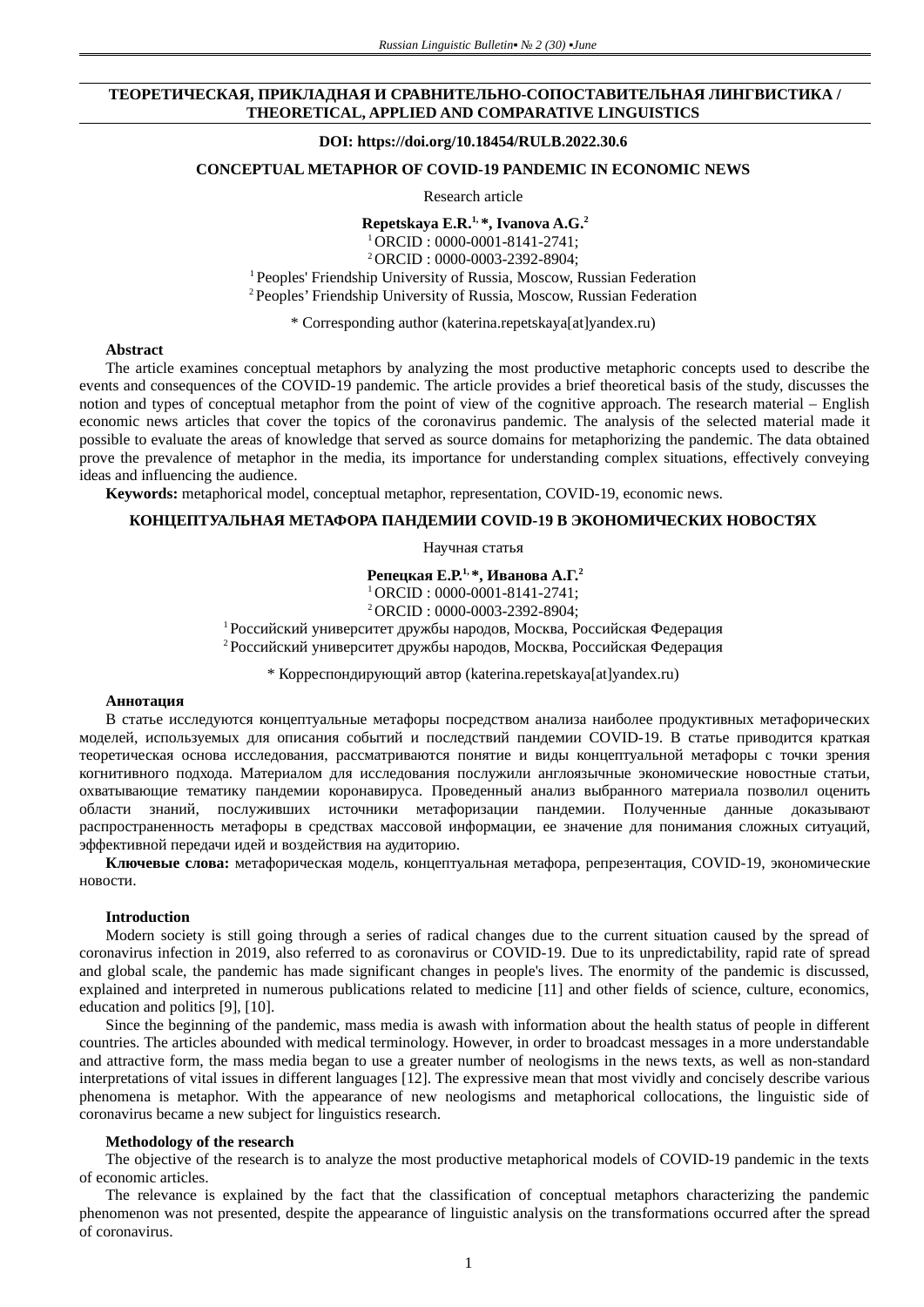## ТЕОРЕТИЧЕСКАЯ, ПРИКЛАДНАЯ И СРАВНИТЕЛЬНО-СОПОСТАВИТЕЛЬНАЯ ЛИНГВИСТИКА / THEORETICAL, APPLIED AND COMPARATIVE LINGUISTICS

**DOI: https://doi.org/10.18454/RULB.2022.30.6**

# CONCEPTUAL METAPHOR OF COVID-19 PANDEMIC IN ECONOMIC NEWS

Research article

**Repetskaya E.R.[1,]*, Ivanova A.G.[2]**

[1] ORCID : 0000-0001-8141-2741;
[2] ORCID : 0000-0003-2392-8904;
[1] Peoples' Friendship University of Russia, Moscow, Russian Federation
[2] Peoples' Friendship University of Russia, Moscow, Russian Federation

* Corresponding author (katerina.repetskaya[at]yandex.ru)

**Abstract**

The article examines conceptual metaphors by analyzing the most productive metaphoric concepts used to describe the events and consequences of the COVID-19 pandemic. The article provides a brief theoretical basis of the study, discusses the notion and types of conceptual metaphor from the point of view of the cognitive approach. The research material – English economic news articles that cover the topics of the coronavirus pandemic. The analysis of the selected material made it possible to evaluate the areas of knowledge that served as source domains for metaphorizing the pandemic. The data obtained prove the prevalence of metaphor in the media, its importance for understanding complex situations, effectively conveying ideas and influencing the audience.

**Keywords:** metaphorical model, conceptual metaphor, representation, COVID-19, economic news.

# КОНЦЕПТУАЛЬНАЯ МЕТАФОРА ПАНДЕМИИ COVID-19 В ЭКОНОМИЧЕСКИХ НОВОСТЯХ

Научная статья

**Репецкая Е.Р.[1,]*, Иванова А.Г.[2]**

[1] ORCID : 0000-0001-8141-2741;
[2] ORCID : 0000-0003-2392-8904;
[1] Российский университет дружбы народов, Москва, Российская Федерация
[2] Российский университет дружбы народов, Москва, Российская Федерация

* Корреспондирующий автор (katerina.repetskaya[at]yandex.ru)

**Аннотация**

В статье исследуются концептуальные метафоры посредством анализа наиболее продуктивных метафорических моделей, используемых для описания событий и последствий пандемии COVID-19. В статье приводится краткая теоретическая основа исследования, рассматриваются понятие и виды концептуальной метафоры с точки зрения когнитивного подхода. Материалом для исследования послужили англоязычные экономические новостные статьи, охватывающие тематику пандемии коронавируса. Проведенный анализ выбранного материала позволил оценить области знаний, послуживших источники метафоризации пандемии. Полученные данные доказывают распространенность метафоры в средствах массовой информации, ее значение для понимания сложных ситуаций, эффективной передачи идей и воздействия на аудиторию.

**Ключевые слова:** метафорическая модель, концептуальная метафора, репрезентация, COVID-19, экономические новости.

## Introduction

Modern society is still going through a series of radical changes due to the current situation caused by the spread of coronavirus infection in 2019, also referred to as coronavirus or COVID-19. Due to its unpredictability, rapid rate of spread and global scale, the pandemic has made significant changes in people's lives. The enormity of the pandemic is discussed, explained and interpreted in numerous publications related to medicine [11] and other fields of science, culture, economics, education and politics [9], [10].

Since the beginning of the pandemic, mass media is awash with information about the health status of people in different countries. The articles abounded with medical terminology. However, in order to broadcast messages in a more understandable and attractive form, the mass media began to use a greater number of neologisms in the news texts, as well as non-standard interpretations of vital issues in different languages [12]. The expressive mean that most vividly and concisely describe various phenomena is metaphor. With the appearance of new neologisms and metaphorical collocations, the linguistic side of coronavirus became a new subject for linguistics research.

## Methodology of the research

The objective of the research is to analyze the most productive metaphorical models of COVID-19 pandemic in the texts of economic articles.

The relevance is explained by the fact that the classification of conceptual metaphors characterizing the pandemic phenomenon was not presented, despite the appearance of linguistic analysis on the transformations occurred after the spread of coronavirus.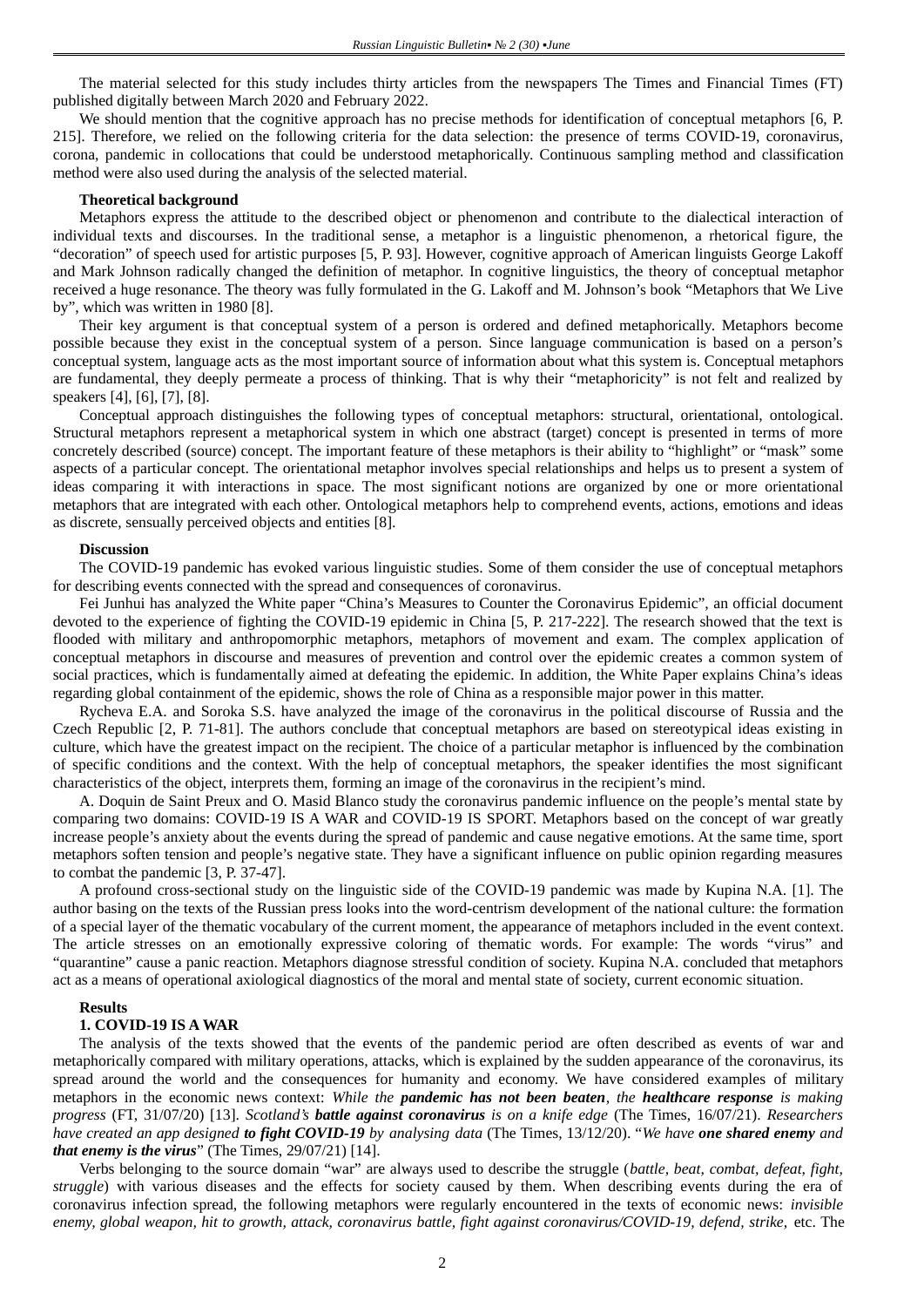The material selected for this study includes thirty articles from the newspapers The Times and Financial Times (FT) published digitally between March 2020 and February 2022.

We should mention that the cognitive approach has no precise methods for identification of conceptual metaphors [6, P. 215]. Therefore, we relied on the following criteria for the data selection: the presence of terms COVID-19, coronavirus, corona, pandemic in collocations that could be understood metaphorically. Continuous sampling method and classification method were also used during the analysis of the selected material.

**Theoretical background**

Metaphors express the attitude to the described object or phenomenon and contribute to the dialectical interaction of individual texts and discourses. In the traditional sense, a metaphor is a linguistic phenomenon, a rhetorical figure, the "decoration" of speech used for artistic purposes [5, P. 93]. However, cognitive approach of American linguists George Lakoff and Mark Johnson radically changed the definition of metaphor. In cognitive linguistics, the theory of conceptual metaphor received a huge resonance. The theory was fully formulated in the G. Lakoff and M. Johnson's book "Metaphors that We Live by", which was written in 1980 [8].

Their key argument is that conceptual system of a person is ordered and defined metaphorically. Metaphors become possible because they exist in the conceptual system of a person. Since language communication is based on a person's conceptual system, language acts as the most important source of information about what this system is. Conceptual metaphors are fundamental, they deeply permeate a process of thinking. That is why their "metaphoricity" is not felt and realized by speakers [4], [6], [7], [8].

Conceptual approach distinguishes the following types of conceptual metaphors: structural, orientational, ontological. Structural metaphors represent a metaphorical system in which one abstract (target) concept is presented in terms of more concretely described (source) concept. The important feature of these metaphors is their ability to "highlight" or "mask" some aspects of a particular concept. The orientational metaphor involves special relationships and helps us to present a system of ideas comparing it with interactions in space. The most significant notions are organized by one or more orientational metaphors that are integrated with each other. Ontological metaphors help to comprehend events, actions, emotions and ideas as discrete, sensually perceived objects and entities [8].

**Discussion**

The COVID-19 pandemic has evoked various linguistic studies. Some of them consider the use of conceptual metaphors for describing events connected with the spread and consequences of coronavirus.

Fei Junhui has analyzed the White paper "China's Measures to Counter the Coronavirus Epidemic", an official document devoted to the experience of fighting the COVID-19 epidemic in China [5, P. 217-222]. The research showed that the text is flooded with military and anthropomorphic metaphors, metaphors of movement and exam. The complex application of conceptual metaphors in discourse and measures of prevention and control over the epidemic creates a common system of social practices, which is fundamentally aimed at defeating the epidemic. In addition, the White Paper explains China's ideas regarding global containment of the epidemic, shows the role of China as a responsible major power in this matter.

Rycheva E.A. and Soroka S.S. have analyzed the image of the coronavirus in the political discourse of Russia and the Czech Republic [2, P. 71-81]. The authors conclude that conceptual metaphors are based on stereotypical ideas existing in culture, which have the greatest impact on the recipient. The choice of a particular metaphor is influenced by the combination of specific conditions and the context. With the help of conceptual metaphors, the speaker identifies the most significant characteristics of the object, interprets them, forming an image of the coronavirus in the recipient's mind.

A. Doquin de Saint Preux and O. Masid Blanco study the coronavirus pandemic influence on the people's mental state by comparing two domains: COVID-19 IS A WAR and COVID-19 IS SPORT. Metaphors based on the concept of war greatly increase people's anxiety about the events during the spread of pandemic and cause negative emotions. At the same time, sport metaphors soften tension and people's negative state. They have a significant influence on public opinion regarding measures to combat the pandemic [3, P. 37-47].

A profound cross-sectional study on the linguistic side of the COVID-19 pandemic was made by Kupina N.A. [1]. The author basing on the texts of the Russian press looks into the word-centrism development of the national culture: the formation of a special layer of the thematic vocabulary of the current moment, the appearance of metaphors included in the event context. The article stresses on an emotionally expressive coloring of thematic words. For example: The words "virus" and "quarantine" cause a panic reaction. Metaphors diagnose stressful condition of society. Kupina N.A. concluded that metaphors act as a means of operational axiological diagnostics of the moral and mental state of society, current economic situation.

**Results**

**1. COVID-19 IS A WAR**

The analysis of the texts showed that the events of the pandemic period are often described as events of war and metaphorically compared with military operations, attacks, which is explained by the sudden appearance of the coronavirus, its spread around the world and the consequences for humanity and economy. We have considered examples of military metaphors in the economic news context: *While the **pandemic has not been beaten**, the **healthcare response** is making progress* (FT, 31/07/20) [13]. *Scotland's **battle against coronavirus** is on a knife edge* (The Times, 16/07/21). *Researchers have created an app designed **to fight COVID-19** by analysing data* (The Times, 13/12/20). "*We have **one shared enemy** and **that enemy is the virus***" (The Times, 29/07/21) [14].

Verbs belonging to the source domain "war" are always used to describe the struggle (*battle, beat, combat, defeat, fight, struggle*) with various diseases and the effects for society caused by them. When describing events during the era of coronavirus infection spread, the following metaphors were regularly encountered in the texts of economic news: *invisible enemy, global weapon, hit to growth, attack, coronavirus battle, fight against coronavirus/COVID-19, defend, strike,* etc. The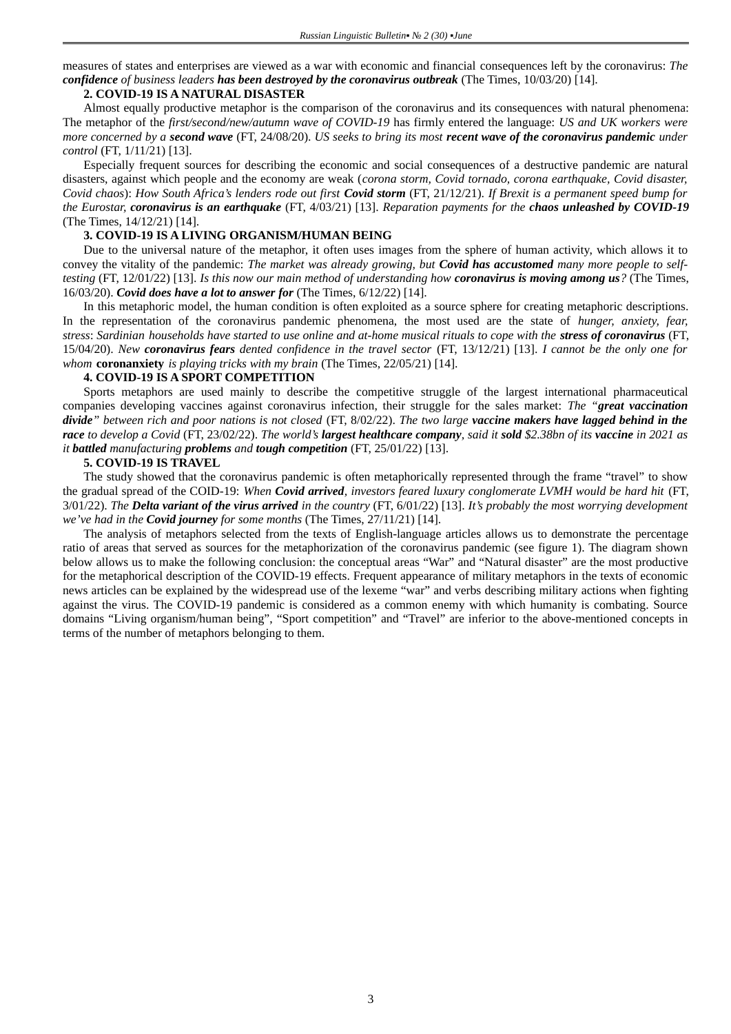measures of states and enterprises are viewed as a war with economic and financial consequences left by the coronavirus: *The **confidence** of business leaders **has been destroyed by the coronavirus outbreak*** (The Times, 10/03/20) [14].

### 2. COVID-19 IS A NATURAL DISASTER

Almost equally productive metaphor is the comparison of the coronavirus and its consequences with natural phenomena: The metaphor of the *first/second/new/autumn wave of COVID-19* has firmly entered the language: *US and UK workers were more concerned by a **second wave*** (FT, 24/08/20). *US seeks to bring its most **recent wave of the coronavirus pandemic** under control* (FT, 1/11/21) [13].

Especially frequent sources for describing the economic and social consequences of a destructive pandemic are natural disasters, against which people and the economy are weak (*corona storm, Covid tornado, corona earthquake, Covid disaster, Covid chaos*): *How South Africa's lenders rode out first **Covid storm*** (FT, 21/12/21). *If Brexit is a permanent speed bump for the Eurostar, **coronavirus is an earthquake*** (FT, 4/03/21) [13]. *Reparation payments for the **chaos unleashed by COVID-19*** (The Times, 14/12/21) [14].

### 3. COVID-19 IS A LIVING ORGANISM/HUMAN BEING

Due to the universal nature of the metaphor, it often uses images from the sphere of human activity, which allows it to convey the vitality of the pandemic: *The market was already growing, but **Covid has accustomed** many more people to self-testing* (FT, 12/01/22) [13]. *Is this now our main method of understanding how **coronavirus is moving among us**?* (The Times, 16/03/20). ***Covid does have a lot to answer for*** (The Times, 6/12/22) [14].

In this metaphoric model, the human condition is often exploited as a source sphere for creating metaphoric descriptions. In the representation of the coronavirus pandemic phenomena, the most used are the state of *hunger, anxiety, fear, stress*: *Sardinian households have started to use online and at-home musical rituals to cope with the **stress of coronavirus*** (FT, 15/04/20). *New **coronavirus fears** dented confidence in the travel sector* (FT, 13/12/21) [13]. *I cannot be the only one for whom* **coronanxiety** *is playing tricks with my brain* (The Times, 22/05/21) [14].

### 4. COVID-19 IS A SPORT COMPETITION

Sports metaphors are used mainly to describe the competitive struggle of the largest international pharmaceutical companies developing vaccines against coronavirus infection, their struggle for the sales market: *The "**great vaccination divide**" between rich and poor nations is not closed* (FT, 8/02/22). *The two large **vaccine makers have lagged behind in the race** to develop a Covid* (FT, 23/02/22). *The world's **largest healthcare company**, said it **sold** $2.38bn of its **vaccine** in 2021 as it **battled** manufacturing **problems** and **tough competition*** (FT, 25/01/22) [13].

### 5. COVID-19 IS TRAVEL

The study showed that the coronavirus pandemic is often metaphorically represented through the frame "travel" to show the gradual spread of the COID-19: *When **Covid arrived**, investors feared luxury conglomerate LVMH would be hard hit* (FT, 3/01/22). *The **Delta variant of the virus arrived** in the country* (FT, 6/01/22) [13]. *It's probably the most worrying development we've had in the **Covid journey** for some months* (The Times, 27/11/21) [14].

The analysis of metaphors selected from the texts of English-language articles allows us to demonstrate the percentage ratio of areas that served as sources for the metaphorization of the coronavirus pandemic (see figure 1). The diagram shown below allows us to make the following conclusion: the conceptual areas "War" and "Natural disaster" are the most productive for the metaphorical description of the COVID-19 effects. Frequent appearance of military metaphors in the texts of economic news articles can be explained by the widespread use of the lexeme "war" and verbs describing military actions when fighting against the virus. The COVID-19 pandemic is considered as a common enemy with which humanity is combating. Source domains "Living organism/human being", "Sport competition" and "Travel" are inferior to the above-mentioned concepts in terms of the number of metaphors belonging to them.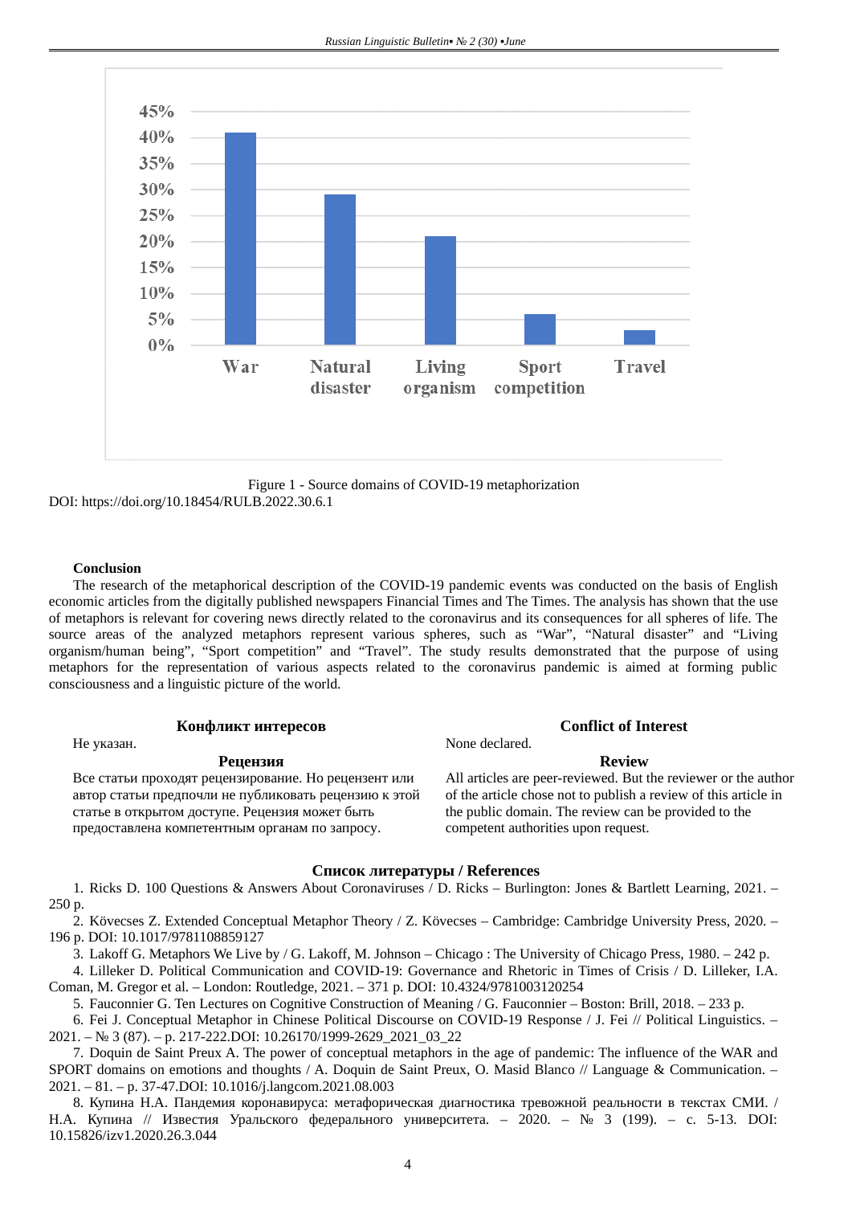Figure 1 - Source domains of COVID-19 metaphorization

DOI: https://doi.org/10.18454/RULB.2022.30.6.1

**Conclusion**

The research of the metaphorical description of the COVID-19 pandemic events was conducted on the basis of English economic articles from the digitally published newspapers Financial Times and The Times. The analysis has shown that the use of metaphors is relevant for covering news directly related to the coronavirus and its consequences for all spheres of life. The source areas of the analyzed metaphors represent various spheres, such as "War", "Natural disaster" and "Living organism/human being", "Sport competition" and "Travel". The study results demonstrated that the purpose of using metaphors for the representation of various aspects related to the coronavirus pandemic is aimed at forming public consciousness and a linguistic picture of the world.

**Конфликт интересов**

Не указан.

**Рецензия**

Все статьи проходят рецензирование. Но рецензент или автор статьи предпочли не публиковать рецензию к этой статье в открытом доступе. Рецензия может быть предоставлена компетентным органам по запросу.

**Conflict of Interest**

None declared.

**Review**

All articles are peer-reviewed. But the reviewer or the author of the article chose not to publish a review of this article in the public domain. The review can be provided to the competent authorities upon request.

**Список литературы / References**

1. Ricks D. 100 Questions & Answers About Coronaviruses / D. Ricks – Burlington: Jones & Bartlett Learning, 2021. – 250 p.
2. Kövecses Z. Extended Conceptual Metaphor Theory / Z. Kövecses – Cambridge: Cambridge University Press, 2020. – 196 p. DOI: 10.1017/9781108859127
3. Lakoff G. Metaphors We Live by / G. Lakoff, M. Johnson – Chicago : The University of Chicago Press, 1980. – 242 p.
4. Lilleker D. Political Communication and COVID-19: Governance and Rhetoric in Times of Crisis / D. Lilleker, I.A. Coman, M. Gregor et al. – London: Routledge, 2021. – 371 p. DOI: 10.4324/9781003120254
5. Fauconnier G. Ten Lectures on Cognitive Construction of Meaning / G. Fauconnier – Boston: Brill, 2018. – 233 p.
6. Fei J. Conceptual Metaphor in Chinese Political Discourse on COVID-19 Response / J. Fei // Political Linguistics. – 2021. – № 3 (87). – p. 217-222.DOI: 10.26170/1999-2629_2021_03_22
7. Doquin de Saint Preux A. The power of conceptual metaphors in the age of pandemic: The influence of the WAR and SPORT domains on emotions and thoughts / A. Doquin de Saint Preux, O. Masid Blanco // Language & Communication. – 2021. – 81. – p. 37-47.DOI: 10.1016/j.langcom.2021.08.003
8. Купина Н.А. Пандемия коронавируса: метафорическая диагностика тревожной реальности в текстах СМИ. / Н.А. Купина // Известия Уральского федерального университета. – 2020. – № 3 (199). – c. 5-13. DOI: 10.15826/izv1.2020.26.3.044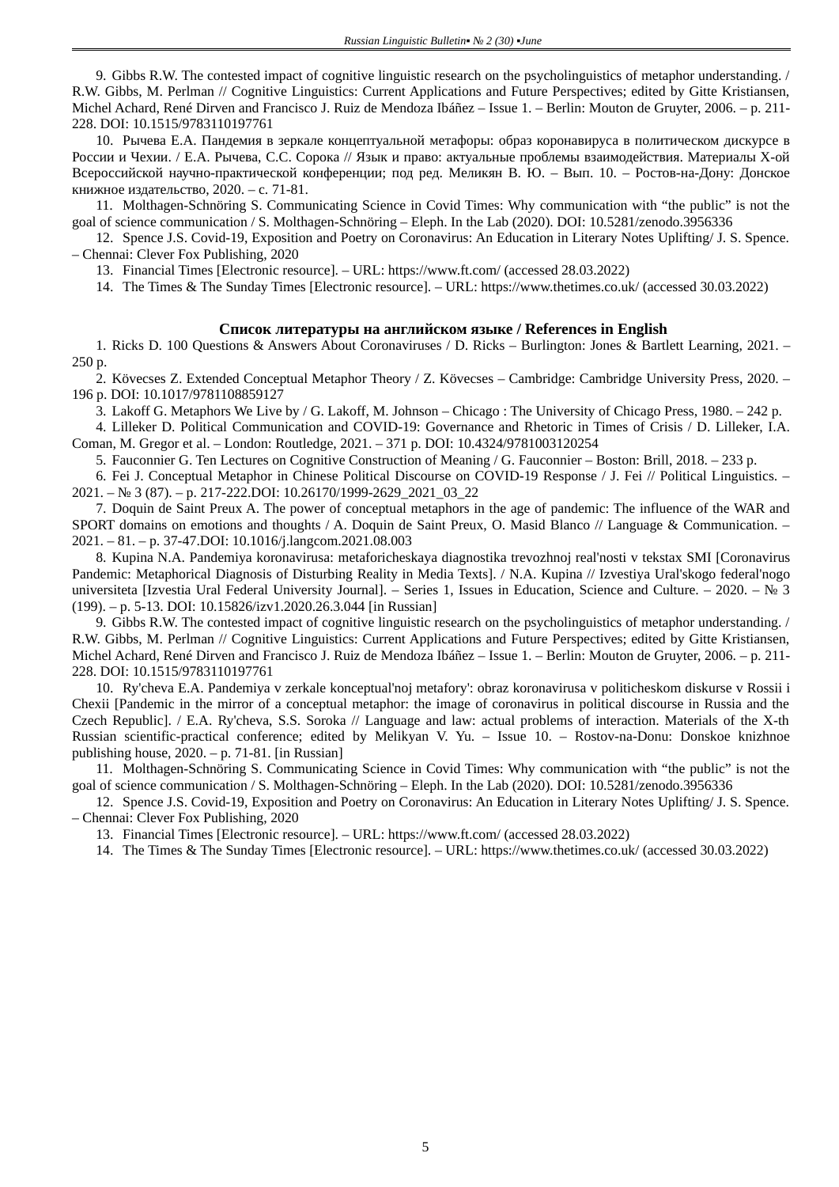9. Gibbs R.W. The contested impact of cognitive linguistic research on the psycholinguistics of metaphor understanding. / R.W. Gibbs, M. Perlman // Cognitive Linguistics: Current Applications and Future Perspectives; edited by Gitte Kristiansen, Michel Achard, René Dirven and Francisco J. Ruiz de Mendoza Ibáñez – Issue 1. – Berlin: Mouton de Gruyter, 2006. – p. 211-228. DOI: 10.1515/9783110197761

10. Рычева Е.А. Пандемия в зеркале концептуальной метафоры: образ коронавируса в политическом дискурсе в России и Чехии. / Е.А. Рычева, С.С. Сорока // Язык и право: актуальные проблемы взаимодействия. Материалы X-ой Всероссийской научно-практической конференции; под ред. Меликян В. Ю. – Вып. 10. – Ростов-на-Дону: Донское книжное издательство, 2020. – с. 71-81.

11. Molthagen-Schnöring S. Communicating Science in Covid Times: Why communication with "the public" is not the goal of science communication / S. Molthagen-Schnöring – Eleph. In the Lab (2020). DOI: 10.5281/zenodo.3956336

12. Spence J.S. Covid-19, Exposition and Poetry on Coronavirus: An Education in Literary Notes Uplifting/ J. S. Spence. – Chennai: Clever Fox Publishing, 2020

13. Financial Times [Electronic resource]. – URL: https://www.ft.com/ (accessed 28.03.2022)

14. The Times & The Sunday Times [Electronic resource]. – URL: https://www.thetimes.co.uk/ (accessed 30.03.2022)

## Список литературы на английском языке / References in English

1. Ricks D. 100 Questions & Answers About Coronaviruses / D. Ricks – Burlington: Jones & Bartlett Learning, 2021. – 250 p.

2. Kövecses Z. Extended Conceptual Metaphor Theory / Z. Kövecses – Cambridge: Cambridge University Press, 2020. – 196 p. DOI: 10.1017/9781108859127

3. Lakoff G. Metaphors We Live by / G. Lakoff, M. Johnson – Chicago : The University of Chicago Press, 1980. – 242 p.

4. Lilleker D. Political Communication and COVID-19: Governance and Rhetoric in Times of Crisis / D. Lilleker, I.A. Coman, M. Gregor et al. – London: Routledge, 2021. – 371 p. DOI: 10.4324/9781003120254

5. Fauconnier G. Ten Lectures on Cognitive Construction of Meaning / G. Fauconnier – Boston: Brill, 2018. – 233 p.

6. Fei J. Conceptual Metaphor in Chinese Political Discourse on COVID-19 Response / J. Fei // Political Linguistics. – 2021. – № 3 (87). – p. 217-222.DOI: 10.26170/1999-2629_2021_03_22

7. Doquin de Saint Preux A. The power of conceptual metaphors in the age of pandemic: The influence of the WAR and SPORT domains on emotions and thoughts / A. Doquin de Saint Preux, O. Masid Blanco // Language & Communication. – 2021. – 81. – p. 37-47.DOI: 10.1016/j.langcom.2021.08.003

8. Kupina N.A. Pandemiya koronavirusa: metaforicheskaya diagnostika trevozhnoj real'nosti v tekstax SMI [Coronavirus Pandemic: Metaphorical Diagnosis of Disturbing Reality in Media Texts]. / N.A. Kupina // Izvestiya Ural'skogo federal'nogo universiteta [Izvestia Ural Federal University Journal]. – Series 1, Issues in Education, Science and Culture. – 2020. – № 3 (199). – p. 5-13. DOI: 10.15826/izv1.2020.26.3.044 [in Russian]

9. Gibbs R.W. The contested impact of cognitive linguistic research on the psycholinguistics of metaphor understanding. / R.W. Gibbs, M. Perlman // Cognitive Linguistics: Current Applications and Future Perspectives; edited by Gitte Kristiansen, Michel Achard, René Dirven and Francisco J. Ruiz de Mendoza Ibáñez – Issue 1. – Berlin: Mouton de Gruyter, 2006. – p. 211-228. DOI: 10.1515/9783110197761

10. Ry'cheva E.A. Pandemiya v zerkale konceptual'noj metafory': obraz koronavirusa v politicheskom diskurse v Rossii i Chexii [Pandemic in the mirror of a conceptual metaphor: the image of coronavirus in political discourse in Russia and the Czech Republic]. / E.A. Ry'cheva, S.S. Soroka // Language and law: actual problems of interaction. Materials of the X-th Russian scientific-practical conference; edited by Melikyan V. Yu. – Issue 10. – Rostov-na-Donu: Donskoe knizhnoe publishing house, 2020. – p. 71-81. [in Russian]

11. Molthagen-Schnöring S. Communicating Science in Covid Times: Why communication with "the public" is not the goal of science communication / S. Molthagen-Schnöring – Eleph. In the Lab (2020). DOI: 10.5281/zenodo.3956336

12. Spence J.S. Covid-19, Exposition and Poetry on Coronavirus: An Education in Literary Notes Uplifting/ J. S. Spence. – Chennai: Clever Fox Publishing, 2020

13. Financial Times [Electronic resource]. – URL: https://www.ft.com/ (accessed 28.03.2022)

14. The Times & The Sunday Times [Electronic resource]. – URL: https://www.thetimes.co.uk/ (accessed 30.03.2022)